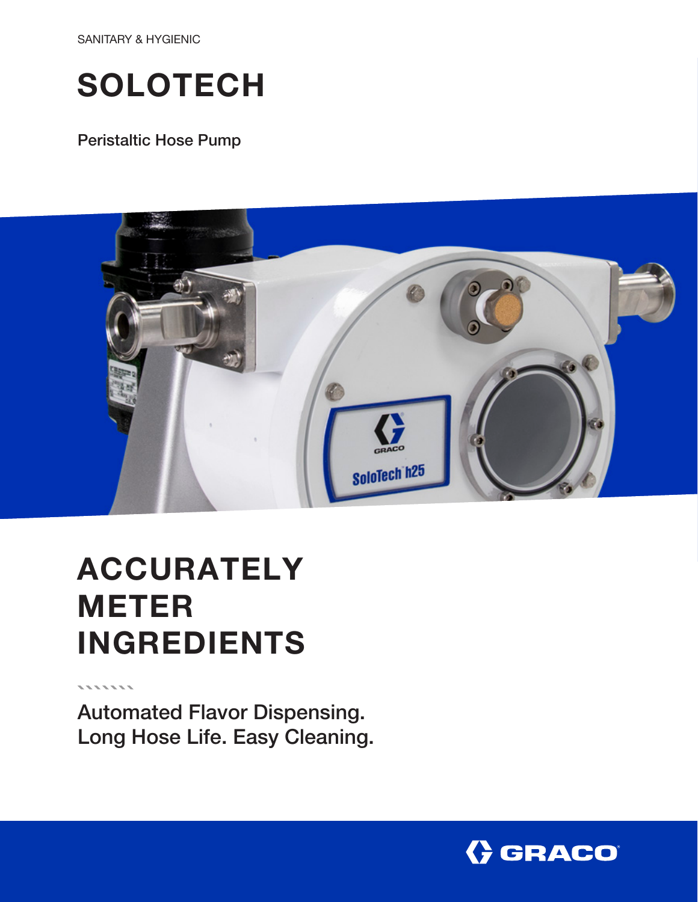SANITARY & HYGIENIC

# SOLOTECH

Peristaltic Hose Pump

# ACCURATELY METER INGREDIENTS

Automated Flavor Dispensing.
Long Hose Life. Easy Cleaning.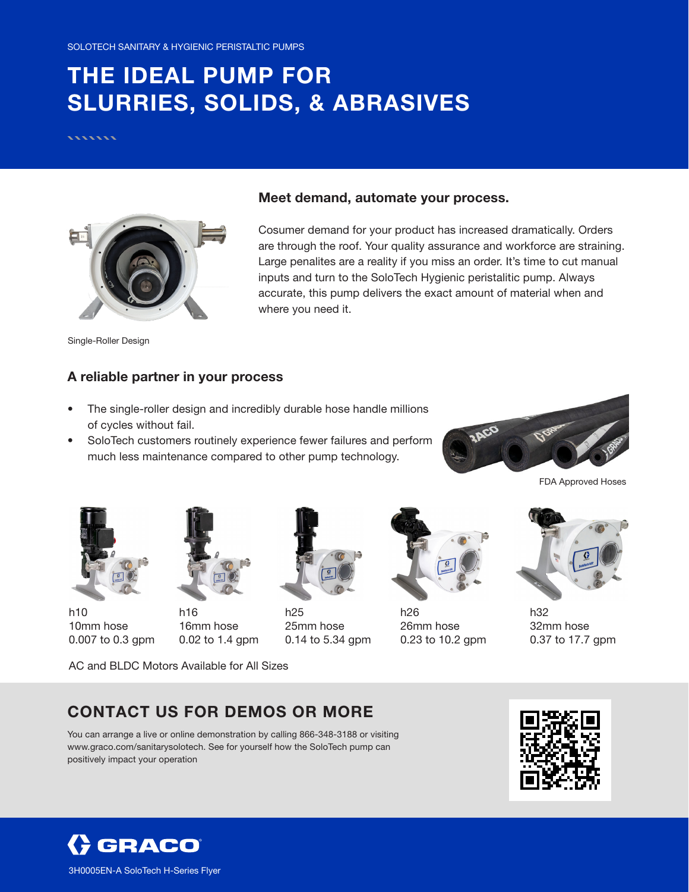SOLOTECH SANITARY & HYGIENIC PERISTALTIC PUMPS

# THE IDEAL PUMP FOR SLURRIES, SOLIDS, & ABRASIVES

## Meet demand, automate your process.

Cosumer demand for your product has increased dramatically. Orders are through the roof. Your quality assurance and workforce are straining. Large penalites are a reality if you miss an order. It's time to cut manual inputs and turn to the SoloTech Hygienic peristalitic pump. Always accurate, this pump delivers the exact amount of material when and where you need it.

Single-Roller Design

## A reliable partner in your process

- The single-roller design and incredibly durable hose handle millions of cycles without fail.
- SoloTech customers routinely experience fewer failures and perform much less maintenance compared to other pump technology.

FDA Approved Hoses

| | | | | |
|---|---|---|---|---|
| h10 | h16 | h25 | h26 | h32 |
| 10mm hose | 16mm hose | 25mm hose | 26mm hose | 32mm hose |
| 0.007 to 0.3 gpm | 0.02 to 1.4 gpm | 0.14 to 5.34 gpm | 0.23 to 10.2 gpm | 0.37 to 17.7 gpm |

AC and BLDC Motors Available for All Sizes

## CONTACT US FOR DEMOS OR MORE

You can arrange a live or online demonstration by calling 866-348-3188 or visiting www.graco.com/sanitarysolotech. See for yourself how the SoloTech pump can positively impact your operation

GRACO

3H0005EN-A SoloTech H-Series Flyer